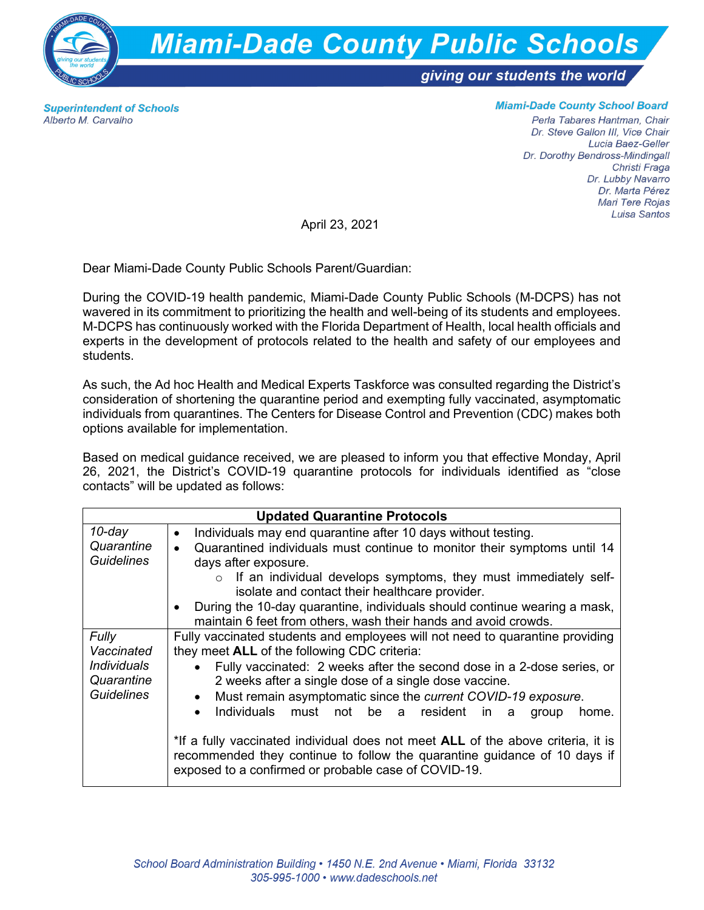# Miami-Dade County Public Schools

*giving our students the world*

**Superintendent of Schools**
*Alberto M. Carvalho*

**Miami-Dade County School Board**
*Perla Tabares Hantman, Chair*
*Dr. Steve Gallon III, Vice Chair*
*Lucia Baez-Geller*
*Dr. Dorothy Bendross-Mindingall*
*Christi Fraga*
*Dr. Lubby Navarro*
*Dr. Marta Pérez*
*Mari Tere Rojas*
*Luisa Santos*

April 23, 2021

Dear Miami-Dade County Public Schools Parent/Guardian:

During the COVID-19 health pandemic, Miami-Dade County Public Schools (M-DCPS) has not wavered in its commitment to prioritizing the health and well-being of its students and employees. M-DCPS has continuously worked with the Florida Department of Health, local health officials and experts in the development of protocols related to the health and safety of our employees and students.

As such, the Ad hoc Health and Medical Experts Taskforce was consulted regarding the District's consideration of shortening the quarantine period and exempting fully vaccinated, asymptomatic individuals from quarantines. The Centers for Disease Control and Prevention (CDC) makes both options available for implementation.

Based on medical guidance received, we are pleased to inform you that effective Monday, April 26, 2021, the District's COVID-19 quarantine protocols for individuals identified as "close contacts" will be updated as follows:

| **Updated Quarantine Protocols** | |
|---|---|
| *10-day Quarantine Guidelines* | • Individuals may end quarantine after 10 days without testing.<br>• Quarantined individuals must continue to monitor their symptoms until 14 days after exposure.<br>  ○ If an individual develops symptoms, they must immediately self-isolate and contact their healthcare provider.<br>• During the 10-day quarantine, individuals should continue wearing a mask, maintain 6 feet from others, wash their hands and avoid crowds. |
| *Fully Vaccinated Individuals Quarantine Guidelines* | Fully vaccinated students and employees will not need to quarantine providing they meet **ALL** of the following CDC criteria:<br>• Fully vaccinated: 2 weeks after the second dose in a 2-dose series, or 2 weeks after a single dose of a single dose vaccine.<br>• Must remain asymptomatic since the *current COVID-19 exposure*.<br>• Individuals must not be a resident in a group home.<br><br>*If a fully vaccinated individual does not meet **ALL** of the above criteria, it is recommended they continue to follow the quarantine guidance of 10 days if exposed to a confirmed or probable case of COVID-19. |

*School Board Administration Building • 1450 N.E. 2nd Avenue • Miami, Florida 33132*
*305-995-1000 • www.dadeschools.net*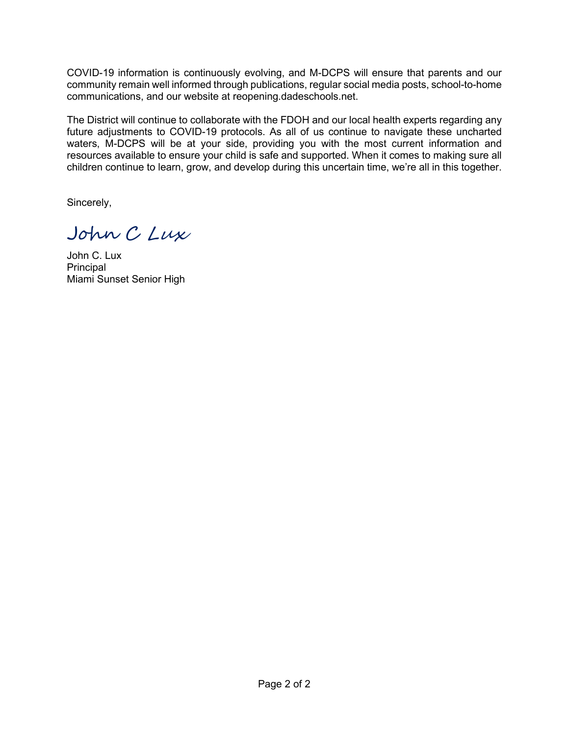COVID-19 information is continuously evolving, and M-DCPS will ensure that parents and our community remain well informed through publications, regular social media posts, school-to-home communications, and our website at reopening.dadeschools.net.

The District will continue to collaborate with the FDOH and our local health experts regarding any future adjustments to COVID-19 protocols. As all of us continue to navigate these uncharted waters, M-DCPS will be at your side, providing you with the most current information and resources available to ensure your child is safe and supported. When it comes to making sure all children continue to learn, grow, and develop during this uncertain time, we're all in this together.

Sincerely,

John C Lux

John C. Lux
Principal
Miami Sunset Senior High